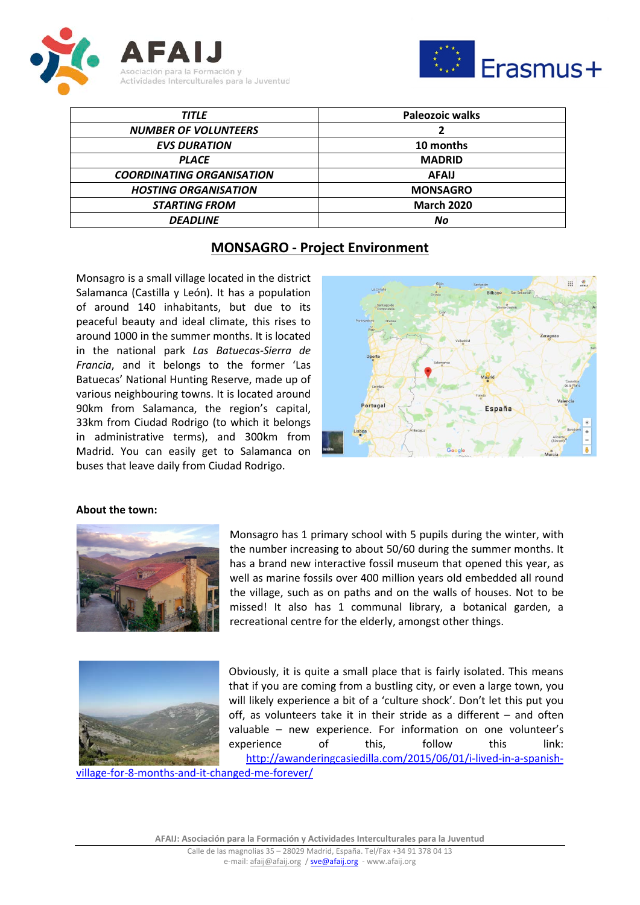| | |
|---|---|
| ***TITLE*** | **Paleozoic walks** |
| ***NUMBER OF VOLUNTEERS*** | **2** |
| ***EVS DURATION*** | **10 months** |
| ***PLACE*** | **MADRID** |
| ***COORDINATING ORGANISATION*** | **AFAIJ** |
| ***HOSTING ORGANISATION*** | **MONSAGRO** |
| ***STARTING FROM*** | **March 2020** |
| ***DEADLINE*** | ***No*** |

## MONSAGRO - Project Environment

Monsagro is a small village located in the district Salamanca (Castilla y León). It has a population of around 140 inhabitants, but due to its peaceful beauty and ideal climate, this rises to around 1000 in the summer months. It is located in the national park *Las Batuecas-Sierra de Francia*, and it belongs to the former 'Las Batuecas' National Hunting Reserve, made up of various neighbouring towns. It is located around 90km from Salamanca, the region's capital, 33km from Ciudad Rodrigo (to which it belongs in administrative terms), and 300km from Madrid. You can easily get to Salamanca on buses that leave daily from Ciudad Rodrigo.

**About the town:**

Monsagro has 1 primary school with 5 pupils during the winter, with the number increasing to about 50/60 during the summer months. It has a brand new interactive fossil museum that opened this year, as well as marine fossils over 400 million years old embedded all round the village, such as on paths and on the walls of houses. Not to be missed! It also has 1 communal library, a botanical garden, a recreational centre for the elderly, amongst other things.

Obviously, it is quite a small place that is fairly isolated. This means that if you are coming from a bustling city, or even a large town, you will likely experience a bit of a 'culture shock'. Don't let this put you off, as volunteers take it in their stride as a different – and often valuable – new experience. For information on one volunteer's experience of this, follow this link: http://awanderingcasiedilla.com/2015/06/01/i-lived-in-a-spanish-village-for-8-months-and-it-changed-me-forever/

AFAIJ: Asociación para la Formación y Actividades Interculturales para la Juventud
Calle de las magnolias 35 – 28029 Madrid, España. Tel/Fax +34 91 378 04 13
e-mail: afaij@afaij.org / sve@afaij.org - www.afaij.org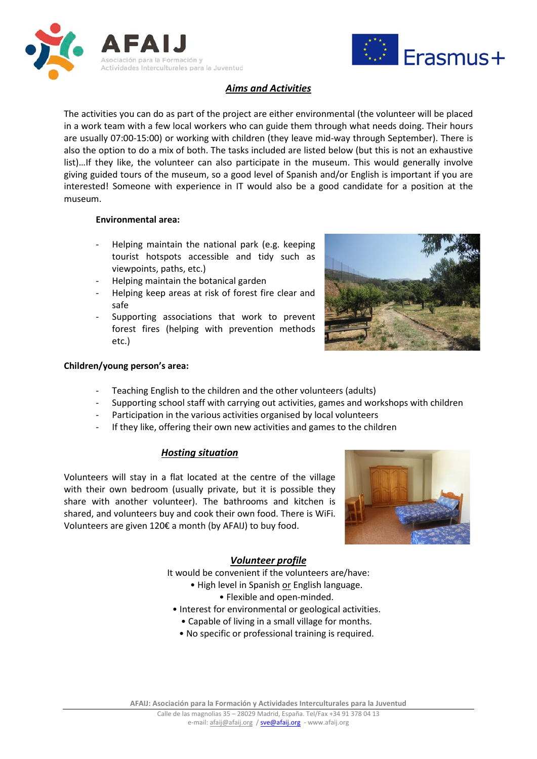## ***Aims and Activities***

The activities you can do as part of the project are either environmental (the volunteer will be placed in a work team with a few local workers who can guide them through what needs doing. Their hours are usually 07:00-15:00) or working with children (they leave mid-way through September). There is also the option to do a mix of both. The tasks included are listed below (but this is not an exhaustive list)…If they like, the volunteer can also participate in the museum. This would generally involve giving guided tours of the museum, so a good level of Spanish and/or English is important if you are interested! Someone with experience in IT would also be a good candidate for a position at the museum.

**Environmental area:**

- Helping maintain the national park (e.g. keeping tourist hotspots accessible and tidy such as viewpoints, paths, etc.)
- Helping maintain the botanical garden
- Helping keep areas at risk of forest fire clear and safe
- Supporting associations that work to prevent forest fires (helping with prevention methods etc.)

**Children/young person's area:**

- Teaching English to the children and the other volunteers (adults)
- Supporting school staff with carrying out activities, games and workshops with children
- Participation in the various activities organised by local volunteers
- If they like, offering their own new activities and games to the children

## ***Hosting situation***

Volunteers will stay in a flat located at the centre of the village with their own bedroom (usually private, but it is possible they share with another volunteer). The bathrooms and kitchen is shared, and volunteers buy and cook their own food. There is WiFi. Volunteers are given 120€ a month (by AFAIJ) to buy food.

## ***Volunteer profile***

It would be convenient if the volunteers are/have:

- High level in Spanish or English language.
- Flexible and open-minded.
- Interest for environmental or geological activities.
- Capable of living in a small village for months.
- No specific or professional training is required.

**AFAIJ: Asociación para la Formación y Actividades Interculturales para la Juventud**

Calle de las magnolias 35 – 28029 Madrid, España. Tel/Fax +34 91 378 04 13

e-mail: afaij@afaij.org / sve@afaij.org - www.afaij.org